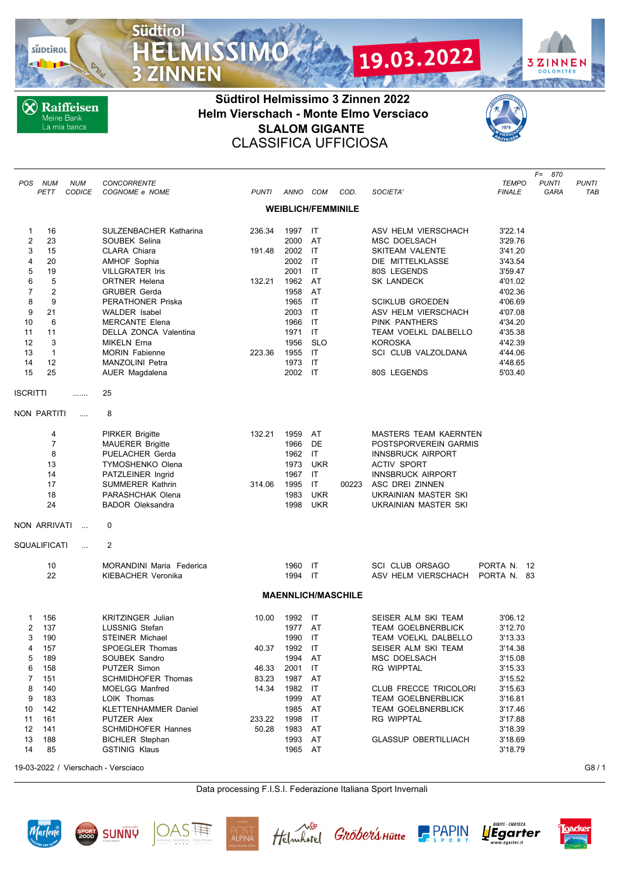# Südtirol Helmissimo 3 Zinnen 2022

## Helm Vierschach - Monte Elmo Versciaco

## SLALOM GIGANTE

## CLASSIFICA UFFICIOSA

| POS | NUM PETT | NUM CODICE | CONCORRENTE COGNOME e NOME | PUNTI | ANNO | COM | COD. | SOCIETA' | TEMPO FINALE | F= 870 PUNTI GARA | PUNTI TAB |
|---|---|---|---|---|---|---|---|---|---|---|---|
| | | | **WEIBLICH/FEMMINILE** | | | | | | | | |
| 1 | 16 | | SULZENBACHER Katharina | 236.34 | 1997 | IT | | ASV HELM VIERSCHACH | 3'22.14 | | |
| 2 | 23 | | SOUBEK Selina | | 2000 | AT | | MSC DOELSACH | 3'29.76 | | |
| 3 | 15 | | CLARA Chiara | 191.48 | 2002 | IT | | SKITEAM VALENTE | 3'41.20 | | |
| 4 | 20 | | AMHOF Sophia | | 2002 | IT | | DIE MITTELKLASSE | 3'43.54 | | |
| 5 | 19 | | VILLGRATER Iris | | 2001 | IT | | 80S LEGENDS | 3'59.47 | | |
| 6 | 5 | | ORTNER Helena | 132.21 | 1962 | AT | | SK LANDECK | 4'01.02 | | |
| 7 | 2 | | GRUBER Gerda | | 1958 | AT | | | 4'02.36 | | |
| 8 | 9 | | PERATHONER Priska | | 1965 | IT | | SCIKLUB GROEDEN | 4'06.69 | | |
| 9 | 21 | | WALDER Isabel | | 2003 | IT | | ASV HELM VIERSCHACH | 4'07.08 | | |
| 10 | 6 | | MERCANTE Elena | | 1966 | IT | | PINK PANTHERS | 4'34.20 | | |
| 11 | 11 | | DELLA ZONCA Valentina | | 1971 | IT | | TEAM VOELKL DALBELLO | 4'35.38 | | |
| 12 | 3 | | MIKELN Erna | | 1956 | SLO | | KOROSKA | 4'42.39 | | |
| 13 | 1 | | MORIN Fabienne | 223.36 | 1955 | IT | | SCI CLUB VALZOLDANA | 4'44.06 | | |
| 14 | 12 | | MANZOLINI Petra | | 1973 | IT | | | 4'48.65 | | |
| 15 | 25 | | AUER Magdalena | | 2002 | IT | | 80S LEGENDS | 5'03.40 | | |

ISCRITTI ....... 25

NON PARTITI .... 8

| NUM PETT | CONCORRENTE COGNOME e NOME | PUNTI | ANNO | COM | COD. | SOCIETA' |
|---|---|---|---|---|---|---|
| 4 | PIRKER Brigitte | 132.21 | 1959 | AT | | MASTERS TEAM KAERNTEN |
| 7 | MAUERER Brigitte | | 1966 | DE | | POSTSPORVEREIN GARMIS |
| 8 | PUELACHER Gerda | | 1962 | IT | | INNSBRUCK AIRPORT |
| 13 | TYMOSHENKO Olena | | 1973 | UKR | | ACTIV SPORT |
| 14 | PATZLEINER Ingrid | | 1967 | IT | | INNSBRUCK AIRPORT |
| 17 | SUMMERER Kathrin | 314.06 | 1995 | IT | 00223 | ASC DREI ZINNEN |
| 18 | PARASHCHAK Olena | | 1983 | UKR | | UKRAINIAN MASTER SKI |
| 24 | BADOR Oleksandra | | 1998 | UKR | | UKRAINIAN MASTER SKI |

NON ARRIVATI ... 0

SQUALIFICATI ... 2

| NUM PETT | CONCORRENTE COGNOME e NOME | ANNO | COM | SOCIETA' | |
|---|---|---|---|---|---|
| 10 | MORANDINI Maria Federica | 1960 | IT | SCI CLUB ORSAGO | PORTA N. 12 |
| 22 | KIEBACHER Veronika | 1994 | IT | ASV HELM VIERSCHACH | PORTA N. 83 |

| POS | NUM PETT | NUM CODICE | CONCORRENTE COGNOME e NOME | PUNTI | ANNO | COM | COD. | SOCIETA' | TEMPO FINALE | PUNTI GARA | PUNTI TAB |
|---|---|---|---|---|---|---|---|---|---|---|---|
| | | | **MAENNLICH/MASCHILE** | | | | | | | | |
| 1 | 156 | | KRITZINGER Julian | 10.00 | 1992 | IT | | SEISER ALM SKI TEAM | 3'06.12 | | |
| 2 | 137 | | LUSSNIG Stefan | | 1977 | AT | | TEAM GOELBNERBLICK | 3'12.70 | | |
| 3 | 190 | | STEINER Michael | | 1990 | IT | | TEAM VOELKL DALBELLO | 3'13.33 | | |
| 4 | 157 | | SPOEGLER Thomas | 40.37 | 1992 | IT | | SEISER ALM SKI TEAM | 3'14.38 | | |
| 5 | 189 | | SOUBEK Sandro | | 1994 | AT | | MSC DOELSACH | 3'15.08 | | |
| 6 | 158 | | PUTZER Simon | 46.33 | 2001 | IT | | RG WIPPTAL | 3'15.33 | | |
| 7 | 151 | | SCHMIDHOFER Thomas | 83.23 | 1987 | AT | | | 3'15.52 | | |
| 8 | 140 | | MOELGG Manfred | 14.34 | 1982 | IT | | CLUB FRECCE TRICOLORI | 3'15.63 | | |
| 9 | 183 | | LOIK Thomas | | 1999 | AT | | TEAM GOELBNERBLICK | 3'16.81 | | |
| 10 | 142 | | KLETTENHAMMER Daniel | | 1985 | AT | | TEAM GOELBNERBLICK | 3'17.46 | | |
| 11 | 161 | | PUTZER Alex | 233.22 | 1998 | IT | | RG WIPPTAL | 3'17.88 | | |
| 12 | 141 | | SCHMIDHOFER Hannes | 50.28 | 1983 | AT | | | 3'18.39 | | |
| 13 | 188 | | BICHLER Stephan | | 1993 | AT | | GLASSUP OBERTILLIACH | 3'18.69 | | |
| 14 | 85 | | GSTINIG Klaus | | 1965 | AT | | | 3'18.79 | | |

19-03-2022 / Vierschach - Versciaco

Data processing F.I.S.I. Federazione Italiana Sport Invernali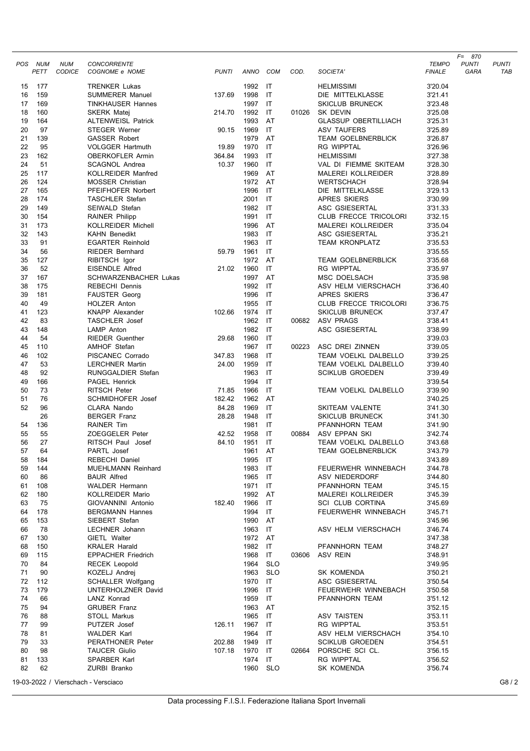| POS | NUM PETT | NUM CODICE | CONCORRENTE COGNOME e NOME | PUNTI | ANNO | COM | COD. | SOCIETA' | TEMPO FINALE | F= 870 PUNTI GARA | PUNTI TAB |
|---|---|---|---|---|---|---|---|---|---|---|---|
| 15 | 177 | | TRENKER Lukas | | 1992 | IT | | HELMISSIMI | 3'20.04 | | |
| 16 | 159 | | SUMMERER Manuel | 137.69 | 1998 | IT | | DIE MITTELKLASSE | 3'21.41 | | |
| 17 | 169 | | TINKHAUSER Hannes | | 1997 | IT | | SKICLUB BRUNECK | 3'23.48 | | |
| 18 | 160 | | SKERK Matej | 214.70 | 1992 | IT | 01026 | SK DEVIN | 3'25.08 | | |
| 19 | 164 | | ALTENWEISL Patrick | | 1993 | AT | | GLASSUP OBERTILLIACH | 3'25.31 | | |
| 20 | 97 | | STEGER Werner | 90.15 | 1969 | IT | | ASV TAUFERS | 3'25.89 | | |
| 21 | 139 | | GASSER Robert | | 1979 | AT | | TEAM GOELBNERBLICK | 3'26.87 | | |
| 22 | 95 | | VOLGGER Hartmuth | 19.89 | 1970 | IT | | RG WIPPTAL | 3'26.96 | | |
| 23 | 162 | | OBERKOFLER Armin | 364.84 | 1993 | IT | | HELMISSIMI | 3'27.38 | | |
| 24 | 51 | | SCAGNOL Andrea | 10.37 | 1960 | IT | | VAL DI FIEMME SKITEAM | 3'28.30 | | |
| 25 | 117 | | KOLLREIDER Manfred | | 1969 | AT | | MALEREI KOLLREIDER | 3'28.89 | | |
| 26 | 124 | | MOSSER Christian | | 1972 | AT | | WERTSCHACH | 3'28.94 | | |
| 27 | 165 | | PFEIFHOFER Norbert | | 1996 | IT | | DIE MITTELKLASSE | 3'29.13 | | |
| 28 | 174 | | TASCHLER Stefan | | 2001 | IT | | APRES SKIERS | 3'30.99 | | |
| 29 | 149 | | SEIWALD Stefan | | 1982 | IT | | ASC GSIESERTAL | 3'31.33 | | |
| 30 | 154 | | RAINER Philipp | | 1991 | IT | | CLUB FRECCE TRICOLORI | 3'32.15 | | |
| 31 | 173 | | KOLLREIDER Michell | | 1996 | AT | | MALEREI KOLLREIDER | 3'35.04 | | |
| 32 | 143 | | KAHN Benedikt | | 1983 | IT | | ASC GSIESERTAL | 3'35.21 | | |
| 33 | 91 | | EGARTER Reinhold | | 1963 | IT | | TEAM KRONPLATZ | 3'35.53 | | |
| 34 | 56 | | RIEDER Bernhard | 59.79 | 1961 | IT | | | 3'35.55 | | |
| 35 | 127 | | RIBITSCH Igor | | 1972 | AT | | TEAM GOELBNERBLICK | 3'35.68 | | |
| 36 | 52 | | EISENDLE Alfred | 21.02 | 1960 | IT | | RG WIPPTAL | 3'35.97 | | |
| 37 | 167 | | SCHWARZENBACHER Lukas | | 1997 | AT | | MSC DOELSACH | 3'35.98 | | |
| 38 | 175 | | REBECHI Dennis | | 1992 | IT | | ASV HELM VIERSCHACH | 3'36.40 | | |
| 39 | 181 | | FAUSTER Georg | | 1996 | IT | | APRES SKIERS | 3'36.47 | | |
| 40 | 49 | | HOLZER Anton | | 1955 | IT | | CLUB FRECCE TRICOLORI | 3'36.75 | | |
| 41 | 123 | | KNAPP Alexander | 102.66 | 1974 | IT | | SKICLUB BRUNECK | 3'37.47 | | |
| 42 | 83 | | TASCHLER Josef | | 1962 | IT | 00682 | ASV PRAGS | 3'38.41 | | |
| 43 | 148 | | LAMP Anton | | 1982 | IT | | ASC GSIESERTAL | 3'38.99 | | |
| 44 | 54 | | RIEDER Guenther | 29.68 | 1960 | IT | | | 3'39.03 | | |
| 45 | 110 | | AMHOF Stefan | | 1967 | IT | 00223 | ASC DREI ZINNEN | 3'39.05 | | |
| 46 | 102 | | PISCANEC Corrado | 347.83 | 1968 | IT | | TEAM VOELKL DALBELLO | 3'39.25 | | |
| 47 | 53 | | LERCHNER Martin | 24.00 | 1959 | IT | | TEAM VOELKL DALBELLO | 3'39.40 | | |
| 48 | 92 | | RUNGGALDIER Stefan | | 1963 | IT | | SCIKLUB GROEDEN | 3'39.49 | | |
| 49 | 166 | | PAGEL Henrick | | 1994 | IT | | | 3'39.54 | | |
| 50 | 73 | | RITSCH Peter | 71.85 | 1966 | IT | | TEAM VOELKL DALBELLO | 3'39.90 | | |
| 51 | 76 | | SCHMIDHOFER Josef | 182.42 | 1962 | AT | | | 3'40.25 | | |
| 52 | 96 | | CLARA Nando | 84.28 | 1969 | IT | | SKITEAM VALENTE | 3'41.30 | | |
| | 26 | | BERGER Franz | 28.28 | 1948 | IT | | SKICLUB BRUNECK | 3'41.30 | | |
| 54 | 136 | | RAINER Tim | | 1981 | IT | | PFANNHORN TEAM | 3'41.90 | | |
| 55 | 55 | | ZOEGGELER Peter | 42.52 | 1958 | IT | 00884 | ASV EPPAN SKI | 3'42.74 | | |
| 56 | 27 | | RITSCH Paul Josef | 84.10 | 1951 | IT | | TEAM VOELKL DALBELLO | 3'43.68 | | |
| 57 | 64 | | PARTL Josef | | 1961 | AT | | TEAM GOELBNERBLICK | 3'43.79 | | |
| 58 | 184 | | REBECHI Daniel | | 1995 | IT | | | 3'43.89 | | |
| 59 | 144 | | MUEHLMANN Reinhard | | 1983 | IT | | FEUERWEHR WINNEBACH | 3'44.78 | | |
| 60 | 86 | | BAUR Alfred | | 1965 | IT | | ASV NIEDERDORF | 3'44.80 | | |
| 61 | 108 | | WALDER Hermann | | 1971 | IT | | PFANNHORN TEAM | 3'45.15 | | |
| 62 | 180 | | KOLLREIDER Mario | | 1992 | AT | | MALEREI KOLLREIDER | 3'45.39 | | |
| 63 | 75 | | GIOVANNINI Antonio | 182.40 | 1966 | IT | | SCI CLUB CORTINA | 3'45.69 | | |
| 64 | 178 | | BERGMANN Hannes | | 1994 | IT | | FEUERWEHR WINNEBACH | 3'45.71 | | |
| 65 | 153 | | SIEBERT Stefan | | 1990 | AT | | | 3'45.96 | | |
| 66 | 78 | | LECHNER Johann | | 1963 | IT | | ASV HELM VIERSCHACH | 3'46.74 | | |
| 67 | 130 | | GIETL Walter | | 1972 | AT | | | 3'47.38 | | |
| 68 | 150 | | KRALER Harald | | 1982 | IT | | PFANNHORN TEAM | 3'48.27 | | |
| 69 | 115 | | EPPACHER Friedrich | | 1968 | IT | 03606 | ASV REIN | 3'48.91 | | |
| 70 | 84 | | RECEK Leopold | | 1964 | SLO | | | 3'49.95 | | |
| 71 | 90 | | KOZELJ Andrej | | 1963 | SLO | | SK KOMENDA | 3'50.21 | | |
| 72 | 112 | | SCHALLER Wolfgang | | 1970 | IT | | ASC GSIESERTAL | 3'50.54 | | |
| 73 | 179 | | UNTERHOLZNER David | | 1996 | IT | | FEUERWEHR WINNEBACH | 3'50.58 | | |
| 74 | 66 | | LANZ Konrad | | 1959 | IT | | PFANNHORN TEAM | 3'51.12 | | |
| 75 | 94 | | GRUBER Franz | | 1963 | AT | | | 3'52.15 | | |
| 76 | 88 | | STOLL Markus | | 1965 | IT | | ASV TAISTEN | 3'53.11 | | |
| 77 | 99 | | PUTZER Josef | 126.11 | 1967 | IT | | RG WIPPTAL | 3'53.51 | | |
| 78 | 81 | | WALDER Karl | | 1964 | IT | | ASV HELM VIERSCHACH | 3'54.10 | | |
| 79 | 33 | | PERATHONER Peter | 202.88 | 1949 | IT | | SCIKLUB GROEDEN | 3'54.51 | | |
| 80 | 98 | | TAUCER Giulio | 107.18 | 1970 | IT | 02664 | PORSCHE SCI CL. | 3'56.15 | | |
| 81 | 133 | | SPARBER Karl | | 1974 | IT | | RG WIPPTAL | 3'56.52 | | |
| 82 | 62 | | ZURBI Branko | | 1960 | SLO | | SK KOMENDA | 3'56.74 | | |

19-03-2022 / Vierschach - Versciaco

Data processing F.I.S.I. Federazione Italiana Sport Invernali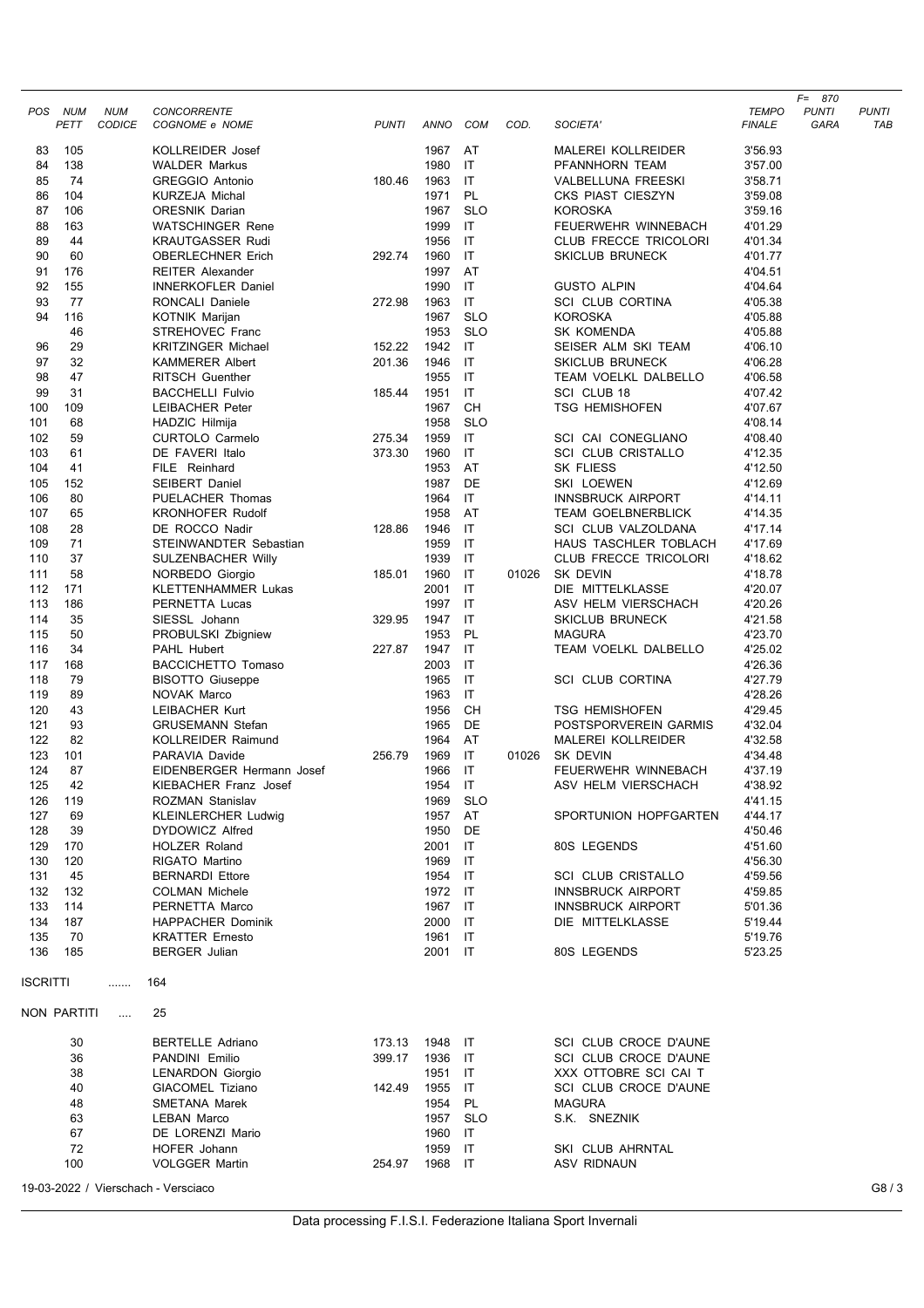| POS | NUM PETT | NUM CODICE | CONCORRENTE COGNOME e NOME | PUNTI | ANNO | COM | COD. | SOCIETA' | TEMPO FINALE | F= 870 PUNTI GARA | PUNTI TAB |
|---|---|---|---|---|---|---|---|---|---|---|---|
| 83 | 105 | | KOLLREIDER Josef | | 1967 | AT | | MALEREI KOLLREIDER | 3'56.93 | | |
| 84 | 138 | | WALDER Markus | | 1980 | IT | | PFANNHORN TEAM | 3'57.00 | | |
| 85 | 74 | | GREGGIO Antonio | 180.46 | 1963 | IT | | VALBELLUNA FREESKI | 3'58.71 | | |
| 86 | 104 | | KURZEJA Michal | | 1971 | PL | | CKS PIAST CIESZYN | 3'59.08 | | |
| 87 | 106 | | ORESNIK Darian | | 1967 | SLO | | KOROSKA | 3'59.16 | | |
| 88 | 163 | | WATSCHINGER Rene | | 1999 | IT | | FEUERWEHR WINNEBACH | 4'01.29 | | |
| 89 | 44 | | KRAUTGASSER Rudi | | 1956 | IT | | CLUB FRECCE TRICOLORI | 4'01.34 | | |
| 90 | 60 | | OBERLECHNER Erich | 292.74 | 1960 | IT | | SKICLUB BRUNECK | 4'01.77 | | |
| 91 | 176 | | REITER Alexander | | 1997 | AT | | | 4'04.51 | | |
| 92 | 155 | | INNERKOFLER Daniel | | 1990 | IT | | GUSTO ALPIN | 4'04.64 | | |
| 93 | 77 | | RONCALI Daniele | 272.98 | 1963 | IT | | SCI CLUB CORTINA | 4'05.38 | | |
| 94 | 116 | | KOTNIK Marijan | | 1967 | SLO | | KOROSKA | 4'05.88 | | |
| | 46 | | STREHOVEC Franc | | 1953 | SLO | | SK KOMENDA | 4'05.88 | | |
| 96 | 29 | | KRITZINGER Michael | 152.22 | 1942 | IT | | SEISER ALM SKI TEAM | 4'06.10 | | |
| 97 | 32 | | KAMMERER Albert | 201.36 | 1946 | IT | | SKICLUB BRUNECK | 4'06.28 | | |
| 98 | 47 | | RITSCH Guenther | | 1955 | IT | | TEAM VOELKL DALBELLO | 4'06.58 | | |
| 99 | 31 | | BACCHELLI Fulvio | 185.44 | 1951 | IT | | SCI CLUB 18 | 4'07.42 | | |
| 100 | 109 | | LEIBACHER Peter | | 1967 | CH | | TSG HEMISHOFEN | 4'07.67 | | |
| 101 | 68 | | HADZIC Hilmija | | 1958 | SLO | | | 4'08.14 | | |
| 102 | 59 | | CURTOLO Carmelo | 275.34 | 1959 | IT | | SCI CAI CONEGLIANO | 4'08.40 | | |
| 103 | 61 | | DE FAVERI Italo | 373.30 | 1960 | IT | | SCI CLUB CRISTALLO | 4'12.35 | | |
| 104 | 41 | | FILE Reinhard | | 1953 | AT | | SK FLIESS | 4'12.50 | | |
| 105 | 152 | | SEIBERT Daniel | | 1987 | DE | | SKI LOEWEN | 4'12.69 | | |
| 106 | 80 | | PUELACHER Thomas | | 1964 | IT | | INNSBRUCK AIRPORT | 4'14.11 | | |
| 107 | 65 | | KRONHOFER Rudolf | | 1958 | AT | | TEAM GOELBNERBLICK | 4'14.35 | | |
| 108 | 28 | | DE ROCCO Nadir | 128.86 | 1946 | IT | | SCI CLUB VALZOLDANA | 4'17.14 | | |
| 109 | 71 | | STEINWANDTER Sebastian | | 1959 | IT | | HAUS TASCHLER TOBLACH | 4'17.69 | | |
| 110 | 37 | | SULZENBACHER Willy | | 1939 | IT | | CLUB FRECCE TRICOLORI | 4'18.62 | | |
| 111 | 58 | | NORBEDO Giorgio | 185.01 | 1960 | IT | 01026 | SK DEVIN | 4'18.78 | | |
| 112 | 171 | | KLETTENHAMMER Lukas | | 2001 | IT | | DIE MITTELKLASSE | 4'20.07 | | |
| 113 | 186 | | PERNETTA Lucas | | 1997 | IT | | ASV HELM VIERSCHACH | 4'20.26 | | |
| 114 | 35 | | SIESSL Johann | 329.95 | 1947 | IT | | SKICLUB BRUNECK | 4'21.58 | | |
| 115 | 50 | | PROBULSKI Zbigniew | | 1953 | PL | | MAGURA | 4'23.70 | | |
| 116 | 34 | | PAHL Hubert | 227.87 | 1947 | IT | | TEAM VOELKL DALBELLO | 4'25.02 | | |
| 117 | 168 | | BACCICHETTO Tomaso | | 2003 | IT | | | 4'26.36 | | |
| 118 | 79 | | BISOTTO Giuseppe | | 1965 | IT | | SCI CLUB CORTINA | 4'27.79 | | |
| 119 | 89 | | NOVAK Marco | | 1963 | IT | | | 4'28.26 | | |
| 120 | 43 | | LEIBACHER Kurt | | 1956 | CH | | TSG HEMISHOFEN | 4'29.45 | | |
| 121 | 93 | | GRUSEMANN Stefan | | 1965 | DE | | POSTSPORVEREIN GARMIS | 4'32.04 | | |
| 122 | 82 | | KOLLREIDER Raimund | | 1964 | AT | | MALEREI KOLLREIDER | 4'32.58 | | |
| 123 | 101 | | PARAVIA Davide | 256.79 | 1969 | IT | 01026 | SK DEVIN | 4'34.48 | | |
| 124 | 87 | | EIDENBERGER Hermann Josef | | 1966 | IT | | FEUERWEHR WINNEBACH | 4'37.19 | | |
| 125 | 42 | | KIEBACHER Franz Josef | | 1954 | IT | | ASV HELM VIERSCHACH | 4'38.92 | | |
| 126 | 119 | | ROZMAN Stanislav | | 1969 | SLO | | | 4'41.15 | | |
| 127 | 69 | | KLEINLERCHER Ludwig | | 1957 | AT | | SPORTUNION HOPFGARTEN | 4'44.17 | | |
| 128 | 39 | | DYDOWICZ Alfred | | 1950 | DE | | | 4'50.46 | | |
| 129 | 170 | | HOLZER Roland | | 2001 | IT | | 80S LEGENDS | 4'51.60 | | |
| 130 | 120 | | RIGATO Martino | | 1969 | IT | | | 4'56.30 | | |
| 131 | 45 | | BERNARDI Ettore | | 1954 | IT | | SCI CLUB CRISTALLO | 4'59.56 | | |
| 132 | 132 | | COLMAN Michele | | 1972 | IT | | INNSBRUCK AIRPORT | 4'59.85 | | |
| 133 | 114 | | PERNETTA Marco | | 1967 | IT | | INNSBRUCK AIRPORT | 5'01.36 | | |
| 134 | 187 | | HAPPACHER Dominik | | 2000 | IT | | DIE MITTELKLASSE | 5'19.44 | | |
| 135 | 70 | | KRATTER Ernesto | | 1961 | IT | | | 5'19.76 | | |
| 136 | 185 | | BERGER Julian | | 2001 | IT | | 80S LEGENDS | 5'23.25 | | |

ISCRITTI ....... 164

NON PARTITI .... 25

| NUM PETT | COGNOME e NOME | PUNTI | ANNO | COM | SOCIETA' |
|---|---|---|---|---|---|
| 30 | BERTELLE Adriano | 173.13 | 1948 | IT | SCI CLUB CROCE D'AUNE |
| 36 | PANDINI Emilio | 399.17 | 1936 | IT | SCI CLUB CROCE D'AUNE |
| 38 | LENARDON Giorgio | | 1951 | IT | XXX OTTOBRE SCI CAI T |
| 40 | GIACOMEL Tiziano | 142.49 | 1955 | IT | SCI CLUB CROCE D'AUNE |
| 48 | SMETANA Marek | | 1954 | PL | MAGURA |
| 63 | LEBAN Marco | | 1957 | SLO | S.K. SNEZNIK |
| 67 | DE LORENZI Mario | | 1960 | IT | |
| 72 | HOFER Johann | | 1959 | IT | SKI CLUB AHRNTAL |
| 100 | VOLGGER Martin | 254.97 | 1968 | IT | ASV RIDNAUN |

19-03-2022 / Vierschach - Versciaco

Data processing F.I.S.I. Federazione Italiana Sport Invernali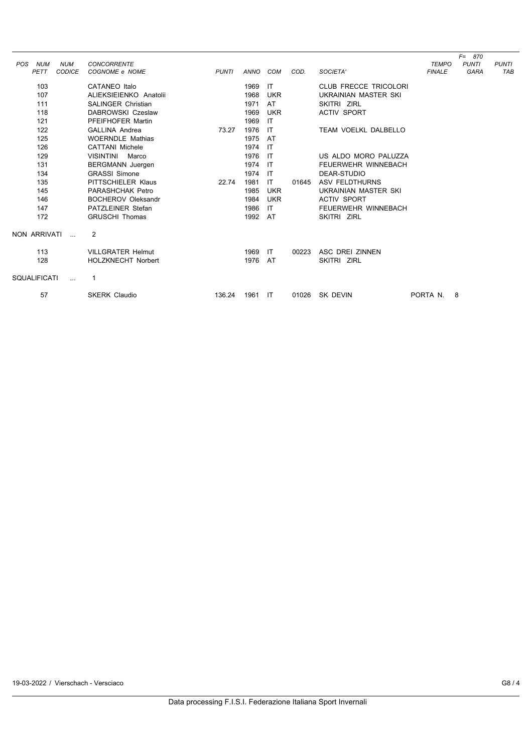| POS | NUM PETT | NUM CODICE | CONCORRENTE COGNOME e NOME | PUNTI | ANNO | COM | COD. | SOCIETA' | TEMPO FINALE | F= 870 PUNTI GARA | PUNTI TAB |
|---|---|---|---|---|---|---|---|---|---|---|---|
| | 103 | | CATANEO Italo | | 1969 | IT | | CLUB FRECCE TRICOLORI | | | |
| | 107 | | ALIEKSIEIENKO Anatolii | | 1968 | UKR | | UKRAINIAN MASTER SKI | | | |
| | 111 | | SALINGER Christian | | 1971 | AT | | SKITRI ZIRL | | | |
| | 118 | | DABROWSKI Czeslaw | | 1969 | UKR | | ACTIV SPORT | | | |
| | 121 | | PFEIFHOFER Martin | | 1969 | IT | | | | | |
| | 122 | | GALLINA Andrea | 73.27 | 1976 | IT | | TEAM VOELKL DALBELLO | | | |
| | 125 | | WOERNDLE Mathias | | 1975 | AT | | | | | |
| | 126 | | CATTANI Michele | | 1974 | IT | | | | | |
| | 129 | | VISINTINI Marco | | 1976 | IT | | US ALDO MORO PALUZZA | | | |
| | 131 | | BERGMANN Juergen | | 1974 | IT | | FEUERWEHR WINNEBACH | | | |
| | 134 | | GRASSI Simone | | 1974 | IT | | DEAR-STUDIO | | | |
| | 135 | | PITTSCHIELER Klaus | 22.74 | 1981 | IT | 01645 | ASV FELDTHURNS | | | |
| | 145 | | PARASHCHAK Petro | | 1985 | UKR | | UKRAINIAN MASTER SKI | | | |
| | 146 | | BOCHEROV Oleksandr | | 1984 | UKR | | ACTIV SPORT | | | |
| | 147 | | PATZLEINER Stefan | | 1986 | IT | | FEUERWEHR WINNEBACH | | | |
| | 172 | | GRUSCHI Thomas | | 1992 | AT | | SKITRI ZIRL | | | |
| NON ARRIVATI | ... | | 2 | | | | | | | | |
| | 113 | | VILLGRATER Helmut | | 1969 | IT | 00223 | ASC DREI ZINNEN | | | |
| | 128 | | HOLZKNECHT Norbert | | 1976 | AT | | SKITRI ZIRL | | | |
| SQUALIFICATI | ... | | 1 | | | | | | | | |
| | 57 | | SKERK Claudio | 136.24 | 1961 | IT | 01026 | SK DEVIN | PORTA N. 8 | | |

19-03-2022 / Vierschach - Versciaco

Data processing F.I.S.I. Federazione Italiana Sport Invernali